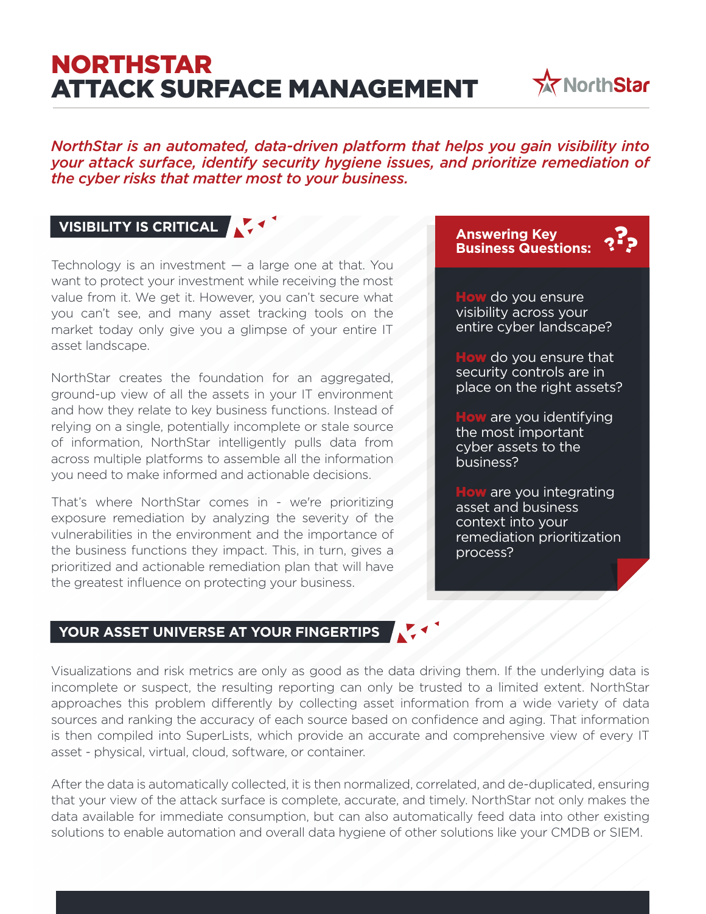# NORTHSTAR ATTACK SURFACE MANAGEMENT

*NorthStar is an automated, data-driven platform that helps you gain visibility into your attack surface, identify security hygiene issues, and prioritize remediation of the cyber risks that matter most to your business.*

## VISIBILITY IS CRITICAL

Technology is an investment — a large one at that. You want to protect your investment while receiving the most value from it. We get it. However, you can't secure what you can't see, and many asset tracking tools on the market today only give you a glimpse of your entire IT asset landscape.

NorthStar creates the foundation for an aggregated, ground-up view of all the assets in your IT environment and how they relate to key business functions. Instead of relying on a single, potentially incomplete or stale source of information, NorthStar intelligently pulls data from across multiple platforms to assemble all the information you need to make informed and actionable decisions.

That's where NorthStar comes in - we're prioritizing exposure remediation by analyzing the severity of the vulnerabilities in the environment and the importance of the business functions they impact. This, in turn, gives a prioritized and actionable remediation plan that will have the greatest influence on protecting your business.

### Answering Key Business Questions:

**How** do you ensure visibility across your entire cyber landscape?

**How** do you ensure that security controls are in place on the right assets?

**How** are you identifying the most important cyber assets to the business?

**How** are you integrating asset and business context into your remediation prioritization process?

## YOUR ASSET UNIVERSE AT YOUR FINGERTIPS

Visualizations and risk metrics are only as good as the data driving them. If the underlying data is incomplete or suspect, the resulting reporting can only be trusted to a limited extent. NorthStar approaches this problem differently by collecting asset information from a wide variety of data sources and ranking the accuracy of each source based on confidence and aging. That information is then compiled into SuperLists, which provide an accurate and comprehensive view of every IT asset - physical, virtual, cloud, software, or container.

After the data is automatically collected, it is then normalized, correlated, and de-duplicated, ensuring that your view of the attack surface is complete, accurate, and timely. NorthStar not only makes the data available for immediate consumption, but can also automatically feed data into other existing solutions to enable automation and overall data hygiene of other solutions like your CMDB or SIEM.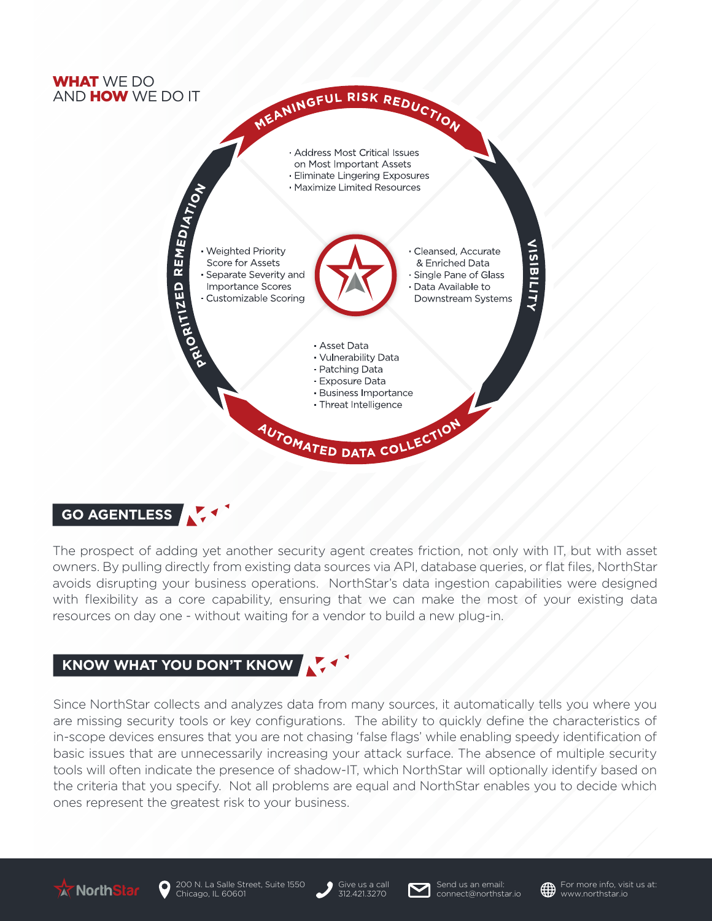## WHAT WE DO AND HOW WE DO IT

MEANINGFUL RISK REDUCTION

- Address Most Critical Issues on Most Important Assets
- Eliminate Lingering Exposures
- Maximize Limited Resources

VISIBILITY

- Cleansed, Accurate & Enriched Data
- Single Pane of Glass
- Data Available to Downstream Systems

AUTOMATED DATA COLLECTION

- Asset Data
- Vulnerability Data
- Patching Data
- Exposure Data
- Business Importance
- Threat Intelligence

PRIORITIZED REMEDIATION

- Weighted Priority Score for Assets
- Separate Severity and Importance Scores
- Customizable Scoring

## GO AGENTLESS

The prospect of adding yet another security agent creates friction, not only with IT, but with asset owners. By pulling directly from existing data sources via API, database queries, or flat files, NorthStar avoids disrupting your business operations. NorthStar's data ingestion capabilities were designed with flexibility as a core capability, ensuring that we can make the most of your existing data resources on day one - without waiting for a vendor to build a new plug-in.

## KNOW WHAT YOU DON'T KNOW

Since NorthStar collects and analyzes data from many sources, it automatically tells you where you are missing security tools or key configurations. The ability to quickly define the characteristics of in-scope devices ensures that you are not chasing 'false flags' while enabling speedy identification of basic issues that are unnecessarily increasing your attack surface. The absence of multiple security tools will often indicate the presence of shadow-IT, which NorthStar will optionally identify based on the criteria that you specify. Not all problems are equal and NorthStar enables you to decide which ones represent the greatest risk to your business.

NorthStar

200 N. La Salle Street, Suite 1550
Chicago, IL 60601

Give us a call
312.421.3270

Send us an email:
connect@northstar.io

For more info, visit us at:
www.northstar.io